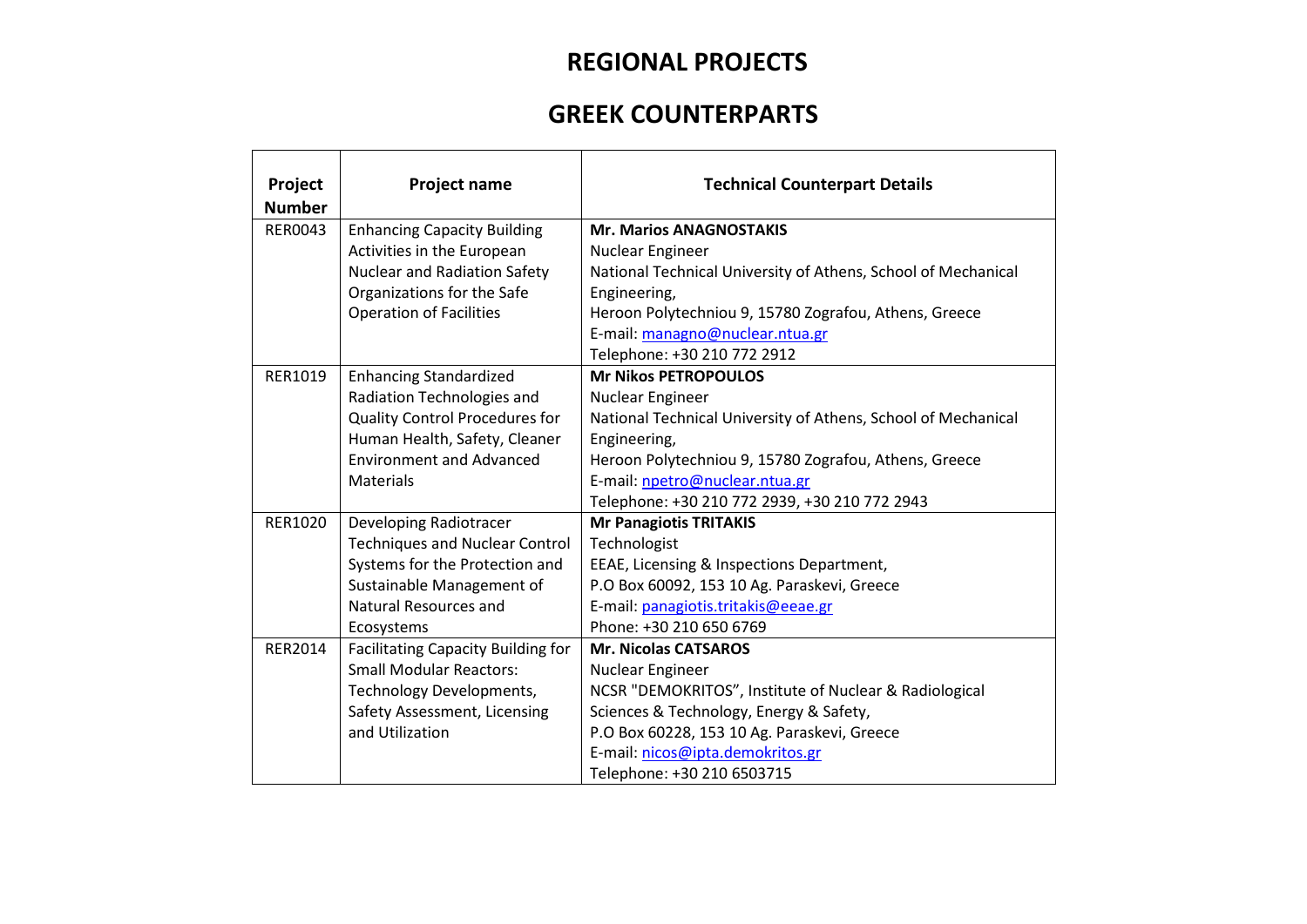# REGIONAL PROJECTS

# GREEK COUNTERPARTS

| Project Number | Project name | Technical Counterpart Details |
|---|---|---|
| RER0043 | Enhancing Capacity Building Activities in the European Nuclear and Radiation Safety Organizations for the Safe Operation of Facilities | **Mr. Marios ANAGNOSTAKIS**<br>Nuclear Engineer<br>National Technical University of Athens, School of Mechanical Engineering,<br>Heroon Polytechniou 9, 15780 Zografou, Athens, Greece<br>E-mail: managno@nuclear.ntua.gr<br>Telephone: +30 210 772 2912 |
| RER1019 | Enhancing Standardized Radiation Technologies and Quality Control Procedures for Human Health, Safety, Cleaner Environment and Advanced Materials | **Mr Nikos PETROPOULOS**<br>Nuclear Engineer<br>National Technical University of Athens, School of Mechanical Engineering,<br>Heroon Polytechniou 9, 15780 Zografou, Athens, Greece<br>E-mail: npetro@nuclear.ntua.gr<br>Telephone: +30 210 772 2939, +30 210 772 2943 |
| RER1020 | Developing Radiotracer Techniques and Nuclear Control Systems for the Protection and Sustainable Management of Natural Resources and Ecosystems | **Mr Panagiotis TRITAKIS**<br>Technologist<br>EEAE, Licensing & Inspections Department,<br>P.O Box 60092, 153 10 Ag. Paraskevi, Greece<br>E-mail: panagiotis.tritakis@eeae.gr<br>Phone: +30 210 650 6769 |
| RER2014 | Facilitating Capacity Building for Small Modular Reactors: Technology Developments, Safety Assessment, Licensing and Utilization | **Mr. Nicolas CATSAROS**<br>Nuclear Engineer<br>NCSR "DEMOKRITOS", Institute of Nuclear & Radiological Sciences & Technology, Energy & Safety,<br>P.O Box 60228, 153 10 Ag. Paraskevi, Greece<br>E-mail: nicos@ipta.demokritos.gr<br>Telephone: +30 210 6503715 |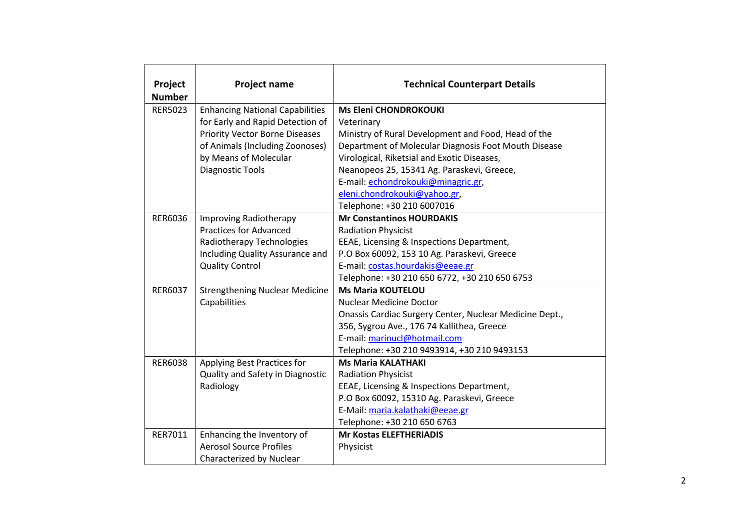| Project Number | Project name | Technical Counterpart Details |
|---|---|---|
| RER5023 | Enhancing National Capabilities for Early and Rapid Detection of Priority Vector Borne Diseases of Animals (Including Zoonoses) by Means of Molecular Diagnostic Tools | **Ms Eleni CHONDROKOUKI**<br>Veterinary<br>Ministry of Rural Development and Food, Head of the Department of Molecular Diagnosis Foot Mouth Disease Virological, Riketsial and Exotic Diseases,<br>Neanopeos 25, 15341 Ag. Paraskevi, Greece,<br>E-mail: echondrokouki@minagric.gr, eleni.chondrokouki@yahoo.gr,<br>Telephone: +30 210 6007016 |
| RER6036 | Improving Radiotherapy Practices for Advanced Radiotherapy Technologies Including Quality Assurance and Quality Control | **Mr Constantinos HOURDAKIS**<br>Radiation Physicist<br>EEAE, Licensing & Inspections Department,<br>P.O Box 60092, 153 10 Ag. Paraskevi, Greece<br>E-mail: costas.hourdakis@eeae.gr<br>Telephone: +30 210 650 6772, +30 210 650 6753 |
| RER6037 | Strengthening Nuclear Medicine Capabilities | **Ms Maria KOUTELOU**<br>Nuclear Medicine Doctor<br>Onassis Cardiac Surgery Center, Nuclear Medicine Dept.,<br>356, Sygrou Ave., 176 74 Kallithea, Greece<br>E-mail: marinucl@hotmail.com<br>Telephone: +30 210 9493914, +30 210 9493153 |
| RER6038 | Applying Best Practices for Quality and Safety in Diagnostic Radiology | **Ms Maria KALATHAKI**<br>Radiation Physicist<br>EEAE, Licensing & Inspections Department,<br>P.O Box 60092, 15310 Ag. Paraskevi, Greece<br>E-Mail: maria.kalathaki@eeae.gr<br>Telephone: +30 210 650 6763 |
| RER7011 | Enhancing the Inventory of Aerosol Source Profiles Characterized by Nuclear | **Mr Kostas ELEFTHERIADIS**<br>Physicist |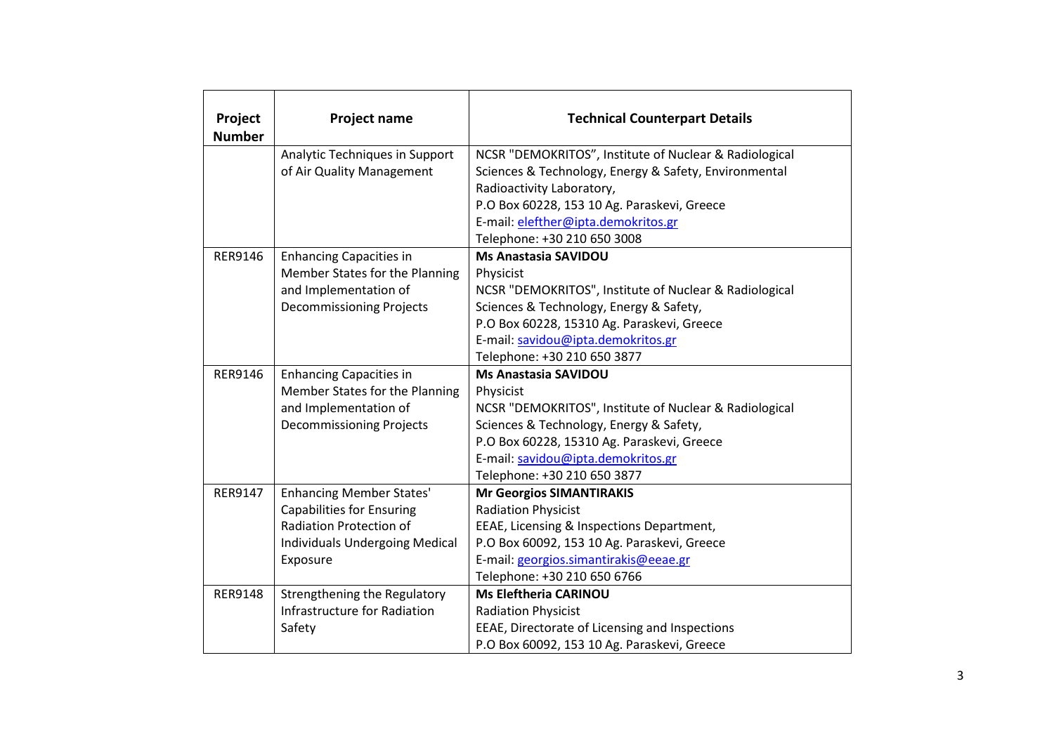| Project Number | Project name | Technical Counterpart Details |
|---|---|---|
| | Analytic Techniques in Support of Air Quality Management | NCSR "DEMOKRITOS", Institute of Nuclear & Radiological Sciences & Technology, Energy & Safety, Environmental Radioactivity Laboratory,<br>P.O Box 60228, 153 10 Ag. Paraskevi, Greece<br>E-mail: elefther@ipta.demokritos.gr<br>Telephone: +30 210 650 3008 |
| RER9146 | Enhancing Capacities in Member States for the Planning and Implementation of Decommissioning Projects | **Ms Anastasia SAVIDOU**<br>Physicist<br>NCSR "DEMOKRITOS", Institute of Nuclear & Radiological Sciences & Technology, Energy & Safety,<br>P.O Box 60228, 15310 Ag. Paraskevi, Greece<br>E-mail: savidou@ipta.demokritos.gr<br>Telephone: +30 210 650 3877 |
| RER9146 | Enhancing Capacities in Member States for the Planning and Implementation of Decommissioning Projects | **Ms Anastasia SAVIDOU**<br>Physicist<br>NCSR "DEMOKRITOS", Institute of Nuclear & Radiological Sciences & Technology, Energy & Safety,<br>P.O Box 60228, 15310 Ag. Paraskevi, Greece<br>E-mail: savidou@ipta.demokritos.gr<br>Telephone: +30 210 650 3877 |
| RER9147 | Enhancing Member States' Capabilities for Ensuring Radiation Protection of Individuals Undergoing Medical Exposure | **Mr Georgios SIMANTIRAKIS**<br>Radiation Physicist<br>EEAE, Licensing & Inspections Department,<br>P.O Box 60092, 153 10 Ag. Paraskevi, Greece<br>E-mail: georgios.simantirakis@eeae.gr<br>Telephone: +30 210 650 6766 |
| RER9148 | Strengthening the Regulatory Infrastructure for Radiation Safety | **Ms Eleftheria CARINOU**<br>Radiation Physicist<br>EEAE, Directorate of Licensing and Inspections<br>P.O Box 60092, 153 10 Ag. Paraskevi, Greece |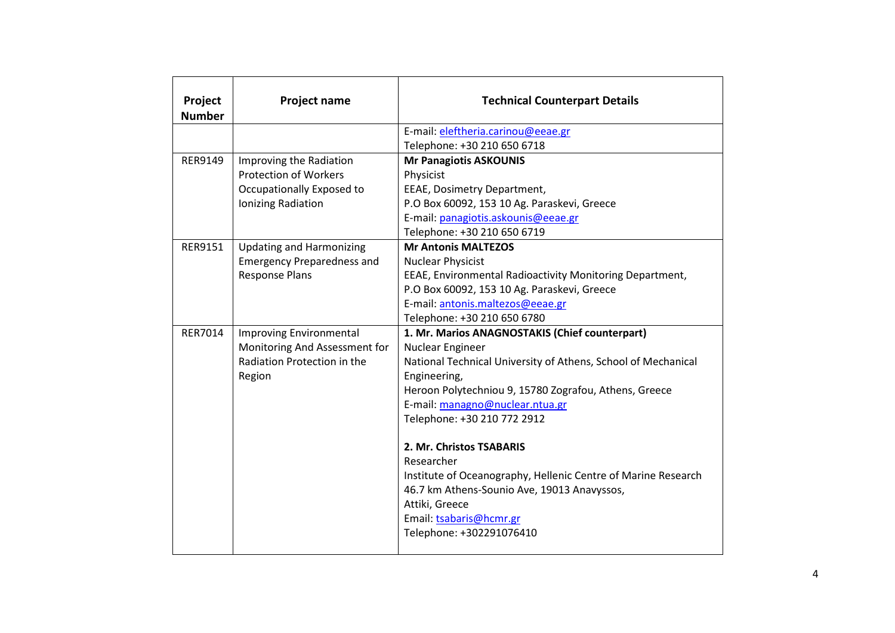| Project Number | Project name | Technical Counterpart Details |
| --- | --- | --- |
| | | E-mail: eleftheria.carinou@eeae.gr<br>Telephone: +30 210 650 6718 |
| RER9149 | Improving the Radiation Protection of Workers Occupationally Exposed to Ionizing Radiation | **Mr Panagiotis ASKOUNIS**<br>Physicist<br>EEAE, Dosimetry Department,<br>P.O Box 60092, 153 10 Ag. Paraskevi, Greece<br>E-mail: panagiotis.askounis@eeae.gr<br>Telephone: +30 210 650 6719 |
| RER9151 | Updating and Harmonizing Emergency Preparedness and Response Plans | **Mr Antonis MALTEZOS**<br>Nuclear Physicist<br>EEAE, Environmental Radioactivity Monitoring Department,<br>P.O Box 60092, 153 10 Ag. Paraskevi, Greece<br>E-mail: antonis.maltezos@eeae.gr<br>Telephone: +30 210 650 6780 |
| RER7014 | Improving Environmental Monitoring And Assessment for Radiation Protection in the Region | **1. Mr. Marios ANAGNOSTAKIS (Chief counterpart)**<br>Nuclear Engineer<br>National Technical University of Athens, School of Mechanical Engineering,<br>Heroon Polytechniou 9, 15780 Zografou, Athens, Greece<br>E-mail: managno@nuclear.ntua.gr<br>Telephone: +30 210 772 2912<br><br>**2. Mr. Christos TSABARIS**<br>Researcher<br>Institute of Oceanography, Hellenic Centre of Marine Research<br>46.7 km Athens-Sounio Ave, 19013 Anavyssos,<br>Attiki, Greece<br>Email: tsabaris@hcmr.gr<br>Telephone: +302291076410 |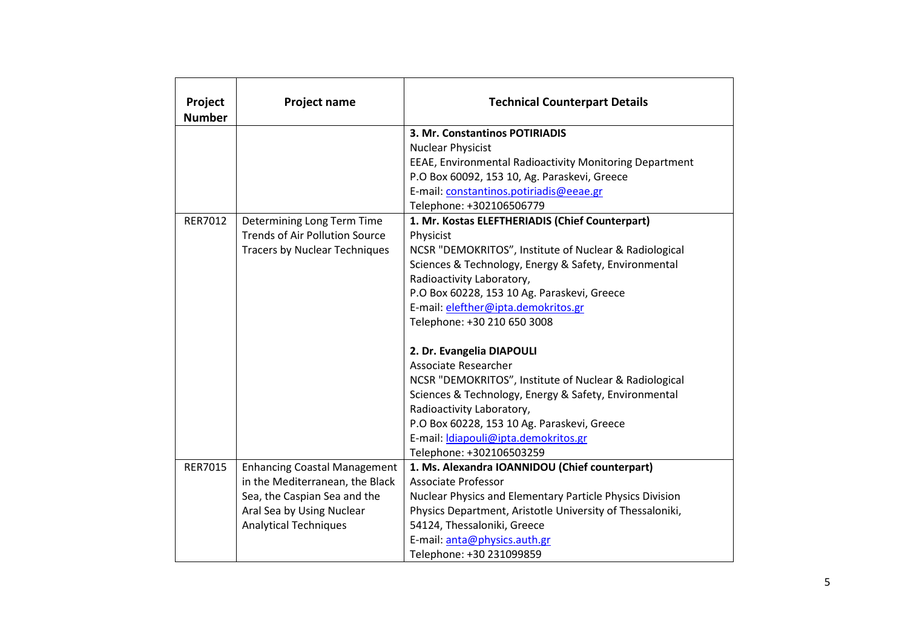| Project Number | Project name | Technical Counterpart Details |
|---|---|---|
| | | **3. Mr. Constantinos POTIRIADIS**<br>Nuclear Physicist<br>EEAE, Environmental Radioactivity Monitoring Department<br>P.O Box 60092, 153 10, Ag. Paraskevi, Greece<br>E-mail: constantinos.potiriadis@eeae.gr<br>Telephone: +302106506779 |
| RER7012 | Determining Long Term Time Trends of Air Pollution Source Tracers by Nuclear Techniques | **1. Mr. Kostas ELEFTHERIADIS (Chief Counterpart)**<br>Physicist<br>NCSR "DEMOKRITOS", Institute of Nuclear & Radiological Sciences & Technology, Energy & Safety, Environmental Radioactivity Laboratory,<br>P.O Box 60228, 153 10 Ag. Paraskevi, Greece<br>E-mail: elefther@ipta.demokritos.gr<br>Telephone: +30 210 650 3008<br><br>**2. Dr. Evangelia DIAPOULI**<br>Associate Researcher<br>NCSR "DEMOKRITOS", Institute of Nuclear & Radiological Sciences & Technology, Energy & Safety, Environmental Radioactivity Laboratory,<br>P.O Box 60228, 153 10 Ag. Paraskevi, Greece<br>E-mail: ldiapouli@ipta.demokritos.gr<br>Telephone: +302106503259 |
| RER7015 | Enhancing Coastal Management in the Mediterranean, the Black Sea, the Caspian Sea and the Aral Sea by Using Nuclear Analytical Techniques | **1. Ms. Alexandra IOANNIDOU (Chief counterpart)**<br>Associate Professor<br>Nuclear Physics and Elementary Particle Physics Division<br>Physics Department, Aristotle University of Thessaloniki,<br>54124, Thessaloniki, Greece<br>E-mail: anta@physics.auth.gr<br>Telephone: +30 231099859 |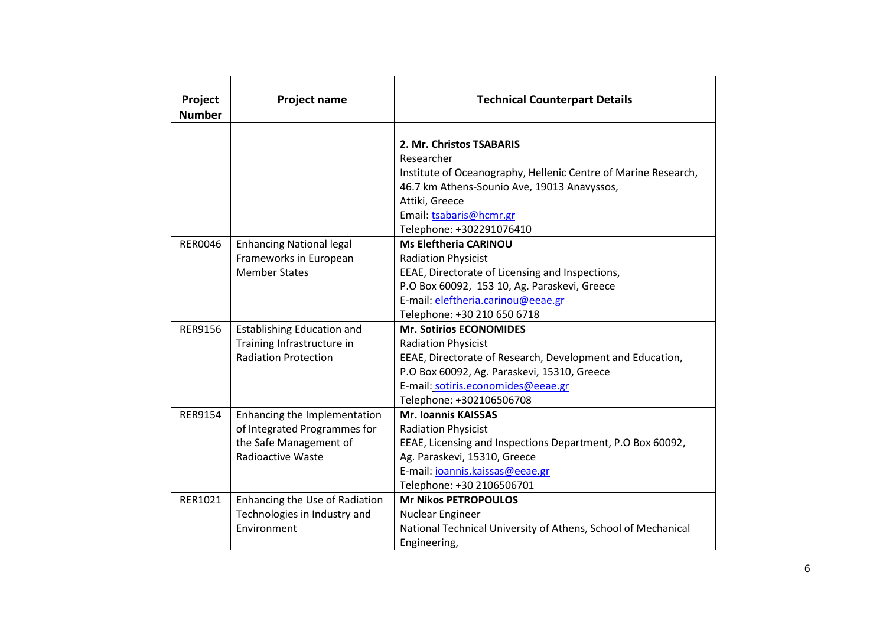| Project Number | Project name | Technical Counterpart Details |
|---|---|---|
| | | **2. Mr. Christos TSABARIS**<br>Researcher<br>Institute of Oceanography, Hellenic Centre of Marine Research,<br>46.7 km Athens-Sounio Ave, 19013 Anavyssos,<br>Attiki, Greece<br>Email: tsabaris@hcmr.gr<br>Telephone: +302291076410 |
| RER0046 | Enhancing National legal Frameworks in European Member States | **Ms Eleftheria CARINOU**<br>Radiation Physicist<br>EEAE, Directorate of Licensing and Inspections,<br>P.O Box 60092, 153 10, Ag. Paraskevi, Greece<br>E-mail: eleftheria.carinou@eeae.gr<br>Telephone: +30 210 650 6718 |
| RER9156 | Establishing Education and Training Infrastructure in Radiation Protection | **Mr. Sotirios ECONOMIDES**<br>Radiation Physicist<br>EEAE, Directorate of Research, Development and Education,<br>P.O Box 60092, Ag. Paraskevi, 15310, Greece<br>E-mail: sotiris.economides@eeae.gr<br>Telephone: +302106506708 |
| RER9154 | Enhancing the Implementation of Integrated Programmes for the Safe Management of Radioactive Waste | **Mr. Ioannis KAISSAS**<br>Radiation Physicist<br>EEAE, Licensing and Inspections Department, P.O Box 60092,<br>Ag. Paraskevi, 15310, Greece<br>E-mail: ioannis.kaissas@eeae.gr<br>Telephone: +30 2106506701 |
| RER1021 | Enhancing the Use of Radiation Technologies in Industry and Environment | **Mr Nikos PETROPOULOS**<br>Nuclear Engineer<br>National Technical University of Athens, School of Mechanical Engineering, |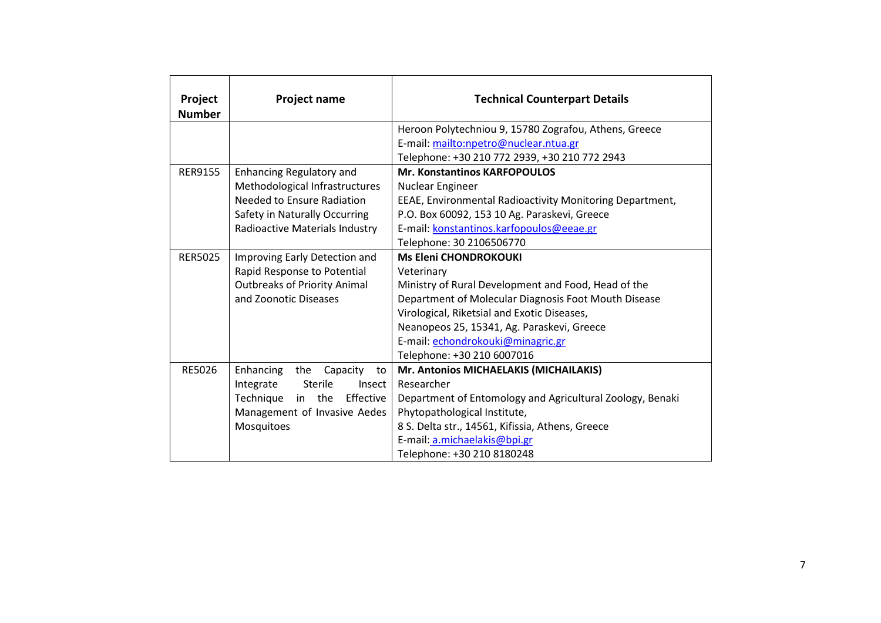| Project Number | Project name | Technical Counterpart Details |
|---|---|---|
| | | Heroon Polytechniou 9, 15780 Zografou, Athens, Greece<br>E-mail: mailto:npetro@nuclear.ntua.gr<br>Telephone: +30 210 772 2939, +30 210 772 2943 |
| RER9155 | Enhancing Regulatory and Methodological Infrastructures Needed to Ensure Radiation Safety in Naturally Occurring Radioactive Materials Industry | **Mr. Konstantinos KARFOPOULOS**<br>Nuclear Engineer<br>EEAE, Environmental Radioactivity Monitoring Department,<br>P.O. Box 60092, 153 10 Ag. Paraskevi, Greece<br>E-mail: konstantinos.karfopoulos@eeae.gr<br>Telephone: 30 2106506770 |
| RER5025 | Improving Early Detection and Rapid Response to Potential Outbreaks of Priority Animal and Zoonotic Diseases | **Ms Eleni CHONDROKOUKI**<br>Veterinary<br>Ministry of Rural Development and Food, Head of the Department of Molecular Diagnosis Foot Mouth Disease Virological, Riketsial and Exotic Diseases,<br>Neanopeos 25, 15341, Ag. Paraskevi, Greece<br>E-mail: echondrokouki@minagric.gr<br>Telephone: +30 210 6007016 |
| RE5026 | Enhancing the Capacity to Integrate Sterile Insect Technique in the Effective Management of Invasive Aedes Mosquitoes | **Mr. Antonios MICHAELAKIS (MICHAILAKIS)**<br>Researcher<br>Department of Entomology and Agricultural Zoology, Benaki Phytopathological Institute,<br>8 S. Delta str., 14561, Kifissia, Athens, Greece<br>E-mail: a.michaelakis@bpi.gr<br>Telephone: +30 210 8180248 |